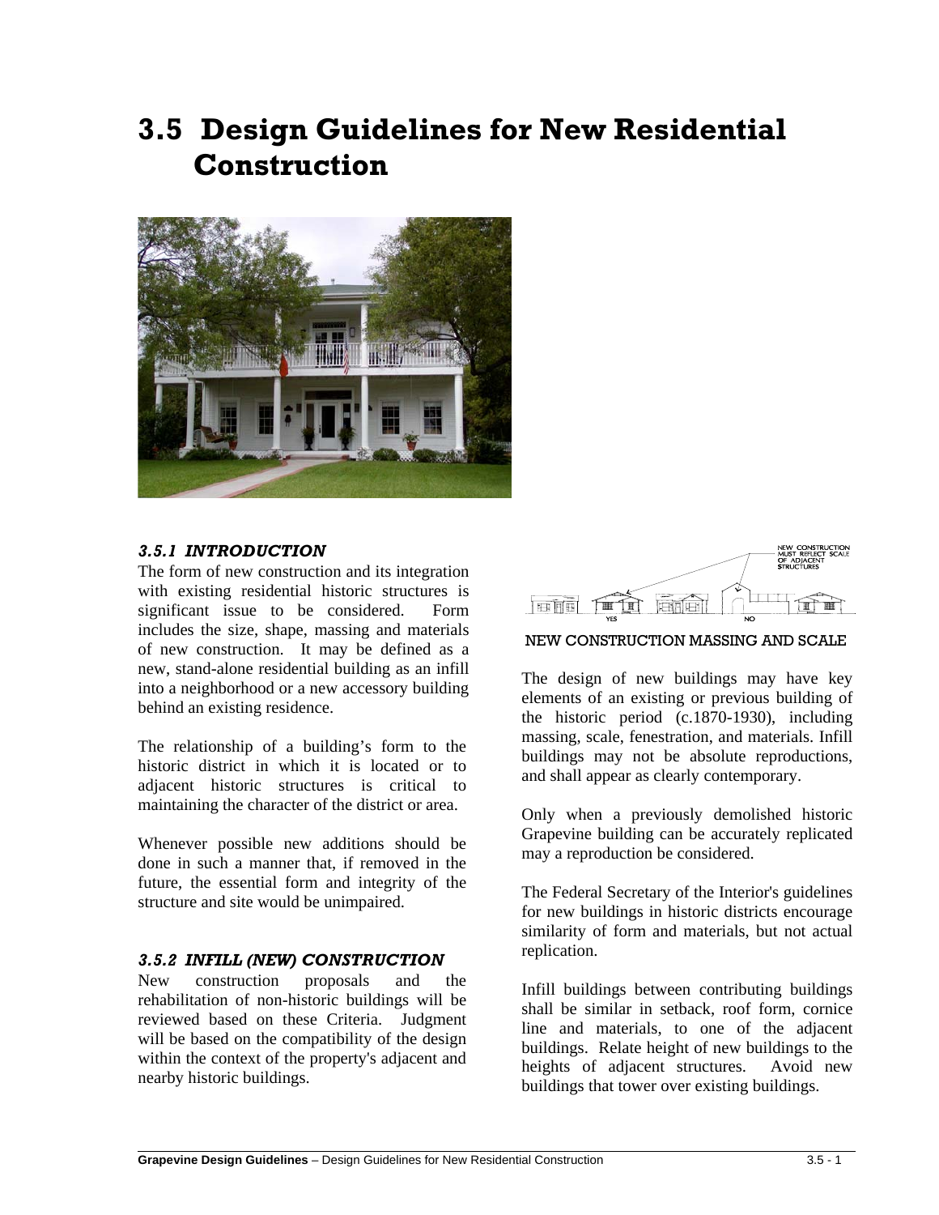# 3.5 Design Guidelines for New Residential Construction

### *3.5.1 INTRODUCTION*

The form of new construction and its integration with existing residential historic structures is significant issue to be considered. Form includes the size, shape, massing and materials of new construction. It may be defined as a new, stand-alone residential building as an infill into a neighborhood or a new accessory building behind an existing residence.

The relationship of a building's form to the historic district in which it is located or to adjacent historic structures is critical to maintaining the character of the district or area.

Whenever possible new additions should be done in such a manner that, if removed in the future, the essential form and integrity of the structure and site would be unimpaired.

### *3.5.2 INFILL (NEW) CONSTRUCTION*

New construction proposals and the rehabilitation of non-historic buildings will be reviewed based on these Criteria. Judgment will be based on the compatibility of the design within the context of the property's adjacent and nearby historic buildings.

NEW CONSTRUCTION MASSING AND SCALE

The design of new buildings may have key elements of an existing or previous building of the historic period (c.1870-1930), including massing, scale, fenestration, and materials. Infill buildings may not be absolute reproductions, and shall appear as clearly contemporary.

Only when a previously demolished historic Grapevine building can be accurately replicated may a reproduction be considered.

The Federal Secretary of the Interior's guidelines for new buildings in historic districts encourage similarity of form and materials, but not actual replication.

Infill buildings between contributing buildings shall be similar in setback, roof form, cornice line and materials, to one of the adjacent buildings. Relate height of new buildings to the heights of adjacent structures. Avoid new buildings that tower over existing buildings.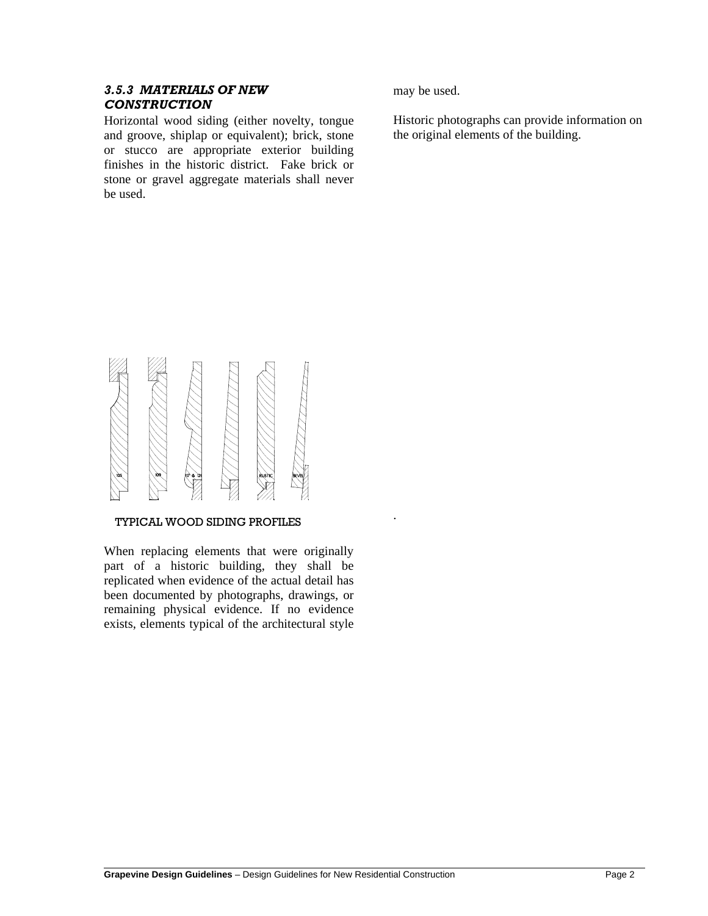### *3.5.3 MATERIALS OF NEW CONSTRUCTION*

Horizontal wood siding (either novelty, tongue and groove, shiplap or equivalent); brick, stone or stucco are appropriate exterior building finishes in the historic district. Fake brick or stone or gravel aggregate materials shall never be used.

105

109

117 & 120

RUSTIC

BEVEL

TYPICAL WOOD SIDING PROFILES

When replacing elements that were originally part of a historic building, they shall be replicated when evidence of the actual detail has been documented by photographs, drawings, or remaining physical evidence. If no evidence exists, elements typical of the architectural style may be used.

Historic photographs can provide information on the original elements of the building.